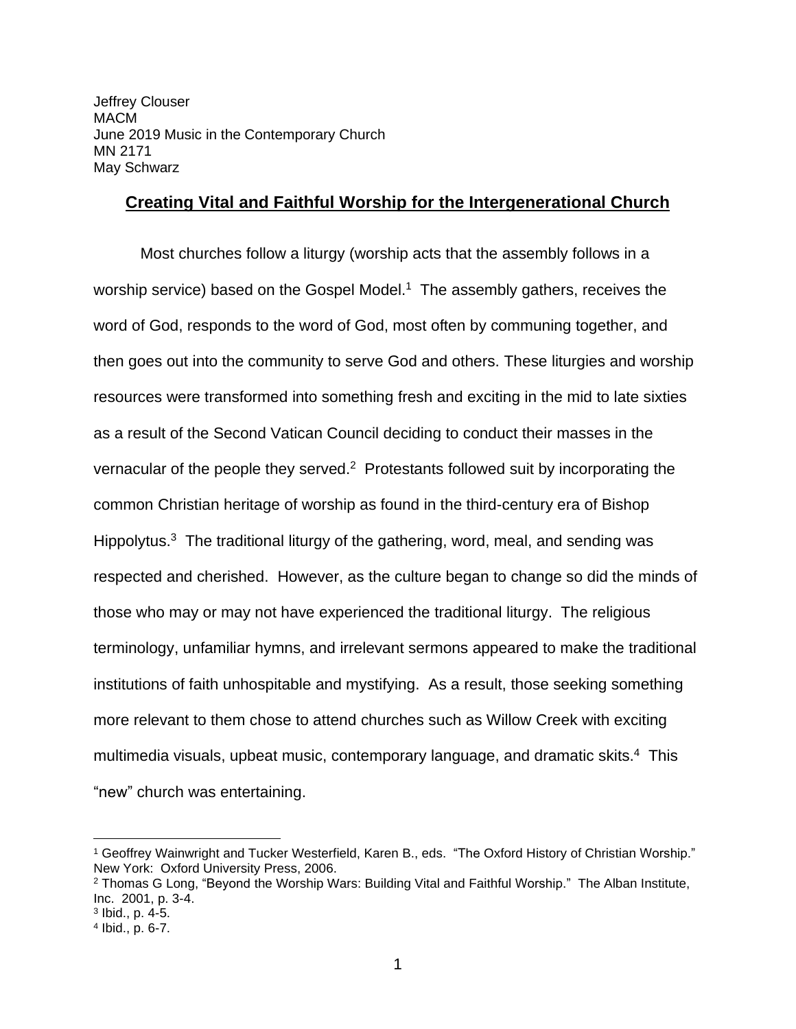Jeffrey Clouser
MACM
June 2019 Music in the Contemporary Church
MN 2171
May Schwarz

## **Creating Vital and Faithful Worship for the Intergenerational Church**

Most churches follow a liturgy (worship acts that the assembly follows in a worship service) based on the Gospel Model.[1] The assembly gathers, receives the word of God, responds to the word of God, most often by communing together, and then goes out into the community to serve God and others. These liturgies and worship resources were transformed into something fresh and exciting in the mid to late sixties as a result of the Second Vatican Council deciding to conduct their masses in the vernacular of the people they served.[2] Protestants followed suit by incorporating the common Christian heritage of worship as found in the third-century era of Bishop Hippolytus.[3] The traditional liturgy of the gathering, word, meal, and sending was respected and cherished. However, as the culture began to change so did the minds of those who may or may not have experienced the traditional liturgy. The religious terminology, unfamiliar hymns, and irrelevant sermons appeared to make the traditional institutions of faith unhospitable and mystifying. As a result, those seeking something more relevant to them chose to attend churches such as Willow Creek with exciting multimedia visuals, upbeat music, contemporary language, and dramatic skits.[4] This "new" church was entertaining.

---

[1] Geoffrey Wainwright and Tucker Westerfield, Karen B., eds. "The Oxford History of Christian Worship." New York: Oxford University Press, 2006.

[2] Thomas G Long, "Beyond the Worship Wars: Building Vital and Faithful Worship." The Alban Institute, Inc. 2001, p. 3-4.

[3] Ibid., p. 4-5.

[4] Ibid., p. 6-7.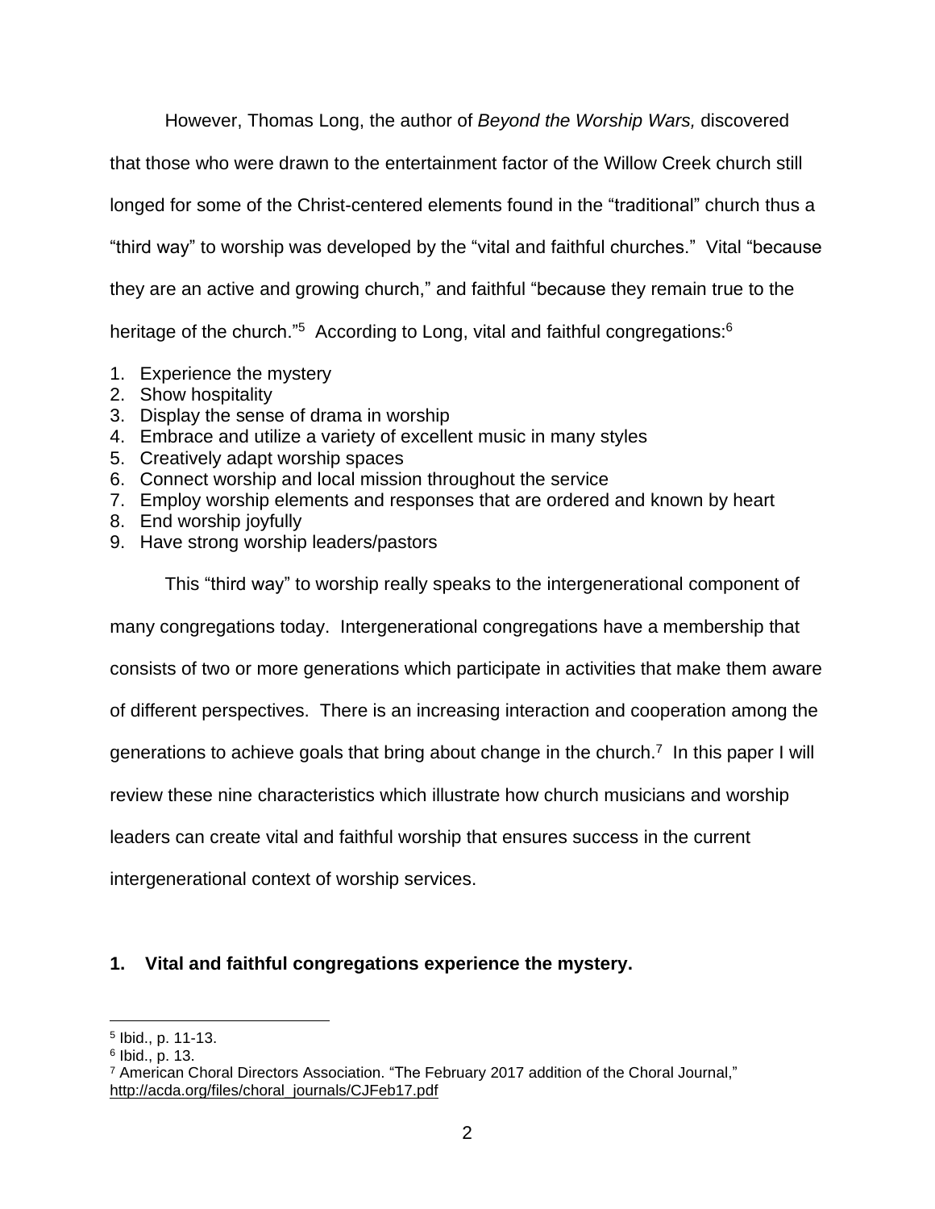However, Thomas Long, the author of *Beyond the Worship Wars,* discovered that those who were drawn to the entertainment factor of the Willow Creek church still longed for some of the Christ-centered elements found in the "traditional" church thus a "third way" to worship was developed by the "vital and faithful churches." Vital "because they are an active and growing church," and faithful "because they remain true to the heritage of the church."[5] According to Long, vital and faithful congregations:[6]

1. Experience the mystery
2. Show hospitality
3. Display the sense of drama in worship
4. Embrace and utilize a variety of excellent music in many styles
5. Creatively adapt worship spaces
6. Connect worship and local mission throughout the service
7. Employ worship elements and responses that are ordered and known by heart
8. End worship joyfully
9. Have strong worship leaders/pastors

This "third way" to worship really speaks to the intergenerational component of many congregations today. Intergenerational congregations have a membership that consists of two or more generations which participate in activities that make them aware of different perspectives. There is an increasing interaction and cooperation among the generations to achieve goals that bring about change in the church.[7] In this paper I will review these nine characteristics which illustrate how church musicians and worship leaders can create vital and faithful worship that ensures success in the current intergenerational context of worship services.

**1. Vital and faithful congregations experience the mystery.**

---

[5] Ibid., p. 11-13.

[6] Ibid., p. 13.

[7] American Choral Directors Association. "The February 2017 addition of the Choral Journal," http://acda.org/files/choral_journals/CJFeb17.pdf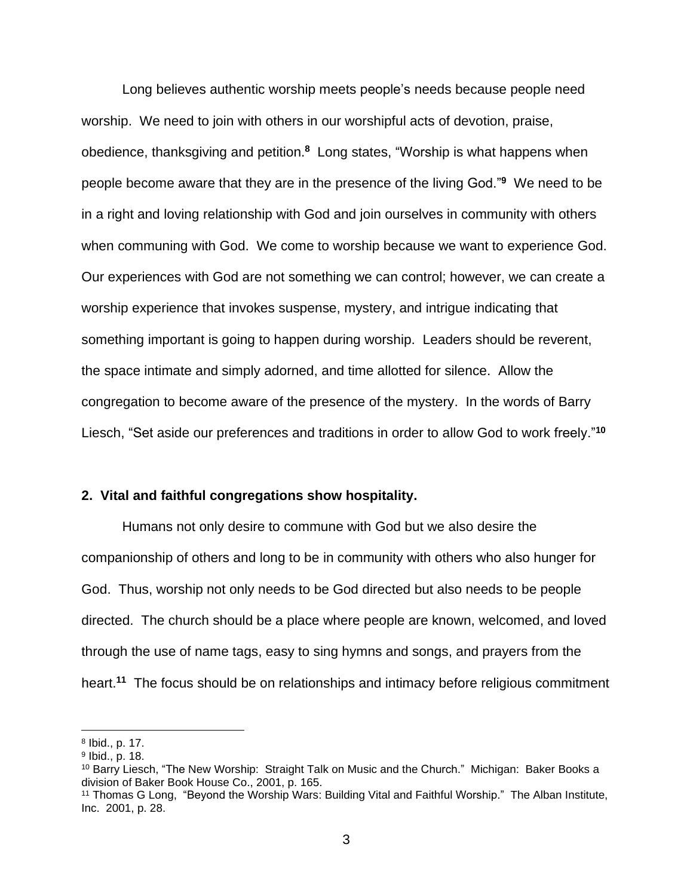Long believes authentic worship meets people's needs because people need worship. We need to join with others in our worshipful acts of devotion, praise, obedience, thanksgiving and petition.[8] Long states, "Worship is what happens when people become aware that they are in the presence of the living God."[9] We need to be in a right and loving relationship with God and join ourselves in community with others when communing with God. We come to worship because we want to experience God. Our experiences with God are not something we can control; however, we can create a worship experience that invokes suspense, mystery, and intrigue indicating that something important is going to happen during worship. Leaders should be reverent, the space intimate and simply adorned, and time allotted for silence. Allow the congregation to become aware of the presence of the mystery. In the words of Barry Liesch, "Set aside our preferences and traditions in order to allow God to work freely."[10]

**2. Vital and faithful congregations show hospitality.**

Humans not only desire to commune with God but we also desire the companionship of others and long to be in community with others who also hunger for God. Thus, worship not only needs to be God directed but also needs to be people directed. The church should be a place where people are known, welcomed, and loved through the use of name tags, easy to sing hymns and songs, and prayers from the heart.[11] The focus should be on relationships and intimacy before religious commitment

---

[8] Ibid., p. 17.
[9] Ibid., p. 18.
[10] Barry Liesch, "The New Worship: Straight Talk on Music and the Church." Michigan: Baker Books a division of Baker Book House Co., 2001, p. 165.
[11] Thomas G Long, "Beyond the Worship Wars: Building Vital and Faithful Worship." The Alban Institute, Inc. 2001, p. 28.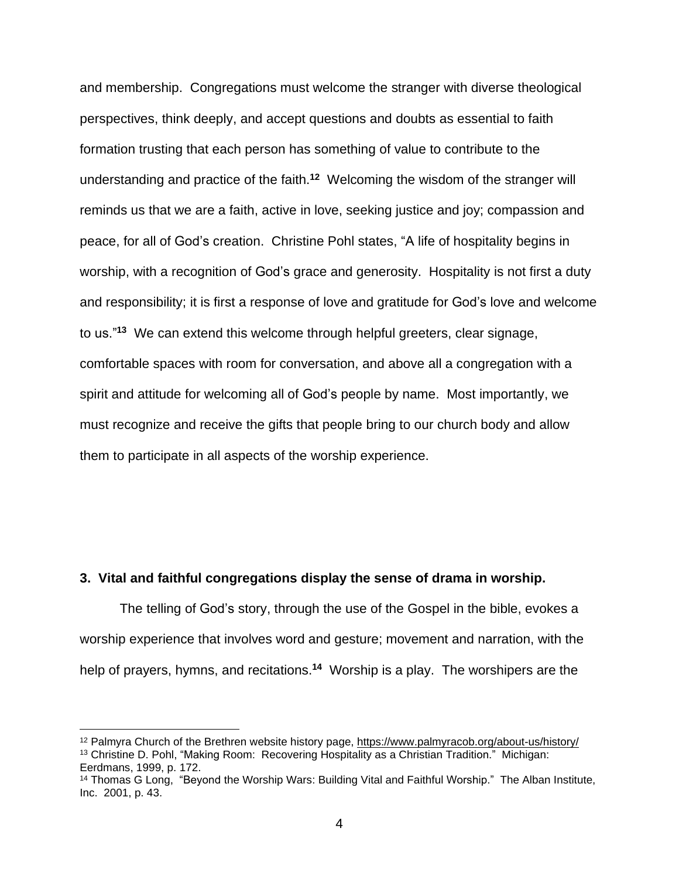and membership. Congregations must welcome the stranger with diverse theological perspectives, think deeply, and accept questions and doubts as essential to faith formation trusting that each person has something of value to contribute to the understanding and practice of the faith.[12] Welcoming the wisdom of the stranger will reminds us that we are a faith, active in love, seeking justice and joy; compassion and peace, for all of God's creation. Christine Pohl states, "A life of hospitality begins in worship, with a recognition of God's grace and generosity. Hospitality is not first a duty and responsibility; it is first a response of love and gratitude for God's love and welcome to us."[13] We can extend this welcome through helpful greeters, clear signage, comfortable spaces with room for conversation, and above all a congregation with a spirit and attitude for welcoming all of God's people by name. Most importantly, we must recognize and receive the gifts that people bring to our church body and allow them to participate in all aspects of the worship experience.

**3. Vital and faithful congregations display the sense of drama in worship.**

The telling of God's story, through the use of the Gospel in the bible, evokes a worship experience that involves word and gesture; movement and narration, with the help of prayers, hymns, and recitations.[14] Worship is a play. The worshipers are the

---

[12] Palmyra Church of the Brethren website history page, https://www.palmyracob.org/about-us/history/

[13] Christine D. Pohl, "Making Room: Recovering Hospitality as a Christian Tradition." Michigan: Eerdmans, 1999, p. 172.

[14] Thomas G Long, "Beyond the Worship Wars: Building Vital and Faithful Worship." The Alban Institute, Inc. 2001, p. 43.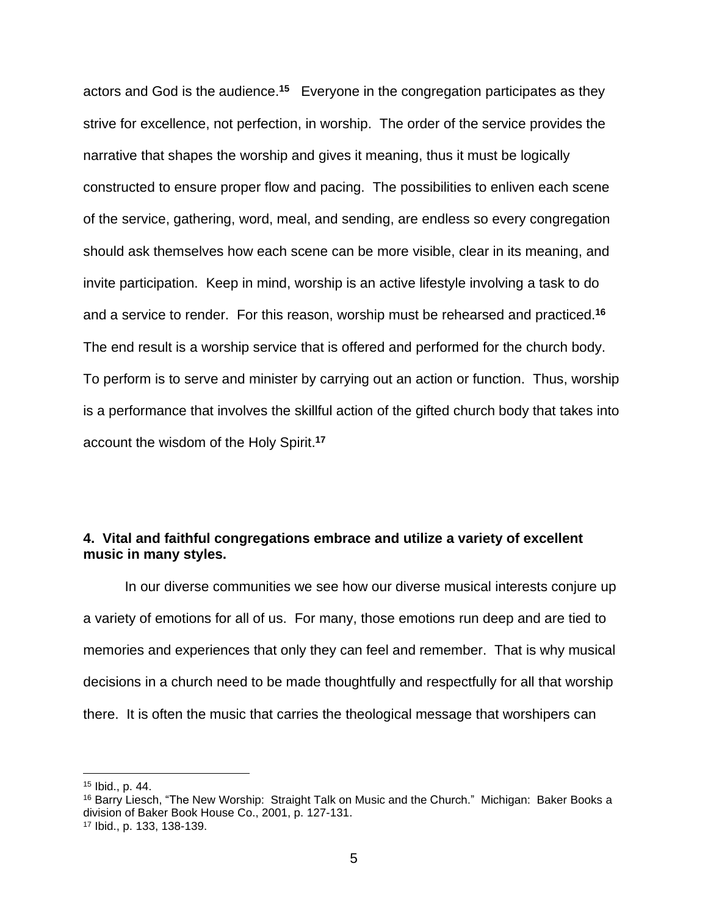actors and God is the audience.[15] Everyone in the congregation participates as they strive for excellence, not perfection, in worship. The order of the service provides the narrative that shapes the worship and gives it meaning, thus it must be logically constructed to ensure proper flow and pacing. The possibilities to enliven each scene of the service, gathering, word, meal, and sending, are endless so every congregation should ask themselves how each scene can be more visible, clear in its meaning, and invite participation. Keep in mind, worship is an active lifestyle involving a task to do and a service to render. For this reason, worship must be rehearsed and practiced.[16] The end result is a worship service that is offered and performed for the church body. To perform is to serve and minister by carrying out an action or function. Thus, worship is a performance that involves the skillful action of the gifted church body that takes into account the wisdom of the Holy Spirit.[17]

**4. Vital and faithful congregations embrace and utilize a variety of excellent music in many styles.**

In our diverse communities we see how our diverse musical interests conjure up a variety of emotions for all of us. For many, those emotions run deep and are tied to memories and experiences that only they can feel and remember. That is why musical decisions in a church need to be made thoughtfully and respectfully for all that worship there. It is often the music that carries the theological message that worshipers can

---

[15] Ibid., p. 44.

[16] Barry Liesch, "The New Worship: Straight Talk on Music and the Church." Michigan: Baker Books a division of Baker Book House Co., 2001, p. 127-131.

[17] Ibid., p. 133, 138-139.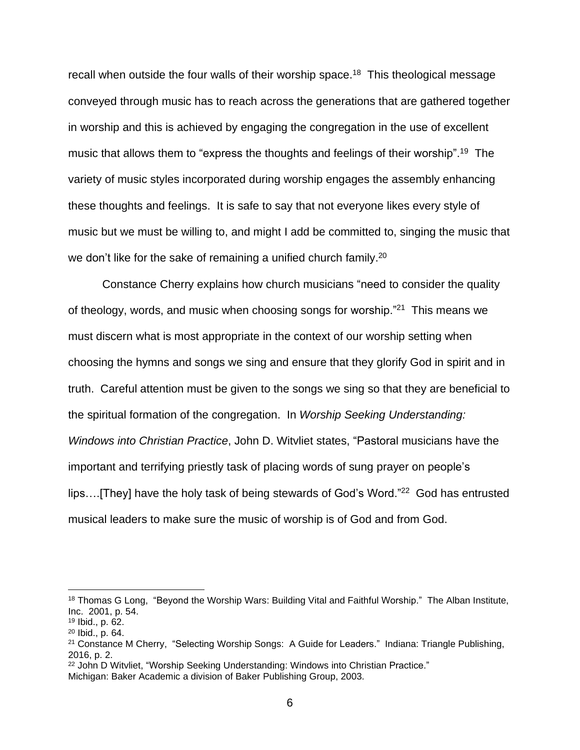recall when outside the four walls of their worship space.[18] This theological message conveyed through music has to reach across the generations that are gathered together in worship and this is achieved by engaging the congregation in the use of excellent music that allows them to "express the thoughts and feelings of their worship".[19] The variety of music styles incorporated during worship engages the assembly enhancing these thoughts and feelings. It is safe to say that not everyone likes every style of music but we must be willing to, and might I add be committed to, singing the music that we don't like for the sake of remaining a unified church family.[20]

Constance Cherry explains how church musicians "need to consider the quality of theology, words, and music when choosing songs for worship."[21] This means we must discern what is most appropriate in the context of our worship setting when choosing the hymns and songs we sing and ensure that they glorify God in spirit and in truth. Careful attention must be given to the songs we sing so that they are beneficial to the spiritual formation of the congregation. In *Worship Seeking Understanding: Windows into Christian Practice*, John D. Witvliet states, "Pastoral musicians have the important and terrifying priestly task of placing words of sung prayer on people's lips….[They] have the holy task of being stewards of God's Word."[22] God has entrusted musical leaders to make sure the music of worship is of God and from God.

---

[18] Thomas G Long, "Beyond the Worship Wars: Building Vital and Faithful Worship." The Alban Institute, Inc. 2001, p. 54.
[19] Ibid., p. 62.
[20] Ibid., p. 64.
[21] Constance M Cherry, "Selecting Worship Songs: A Guide for Leaders." Indiana: Triangle Publishing, 2016, p. 2.
[22] John D Witvliet, "Worship Seeking Understanding: Windows into Christian Practice." Michigan: Baker Academic a division of Baker Publishing Group, 2003.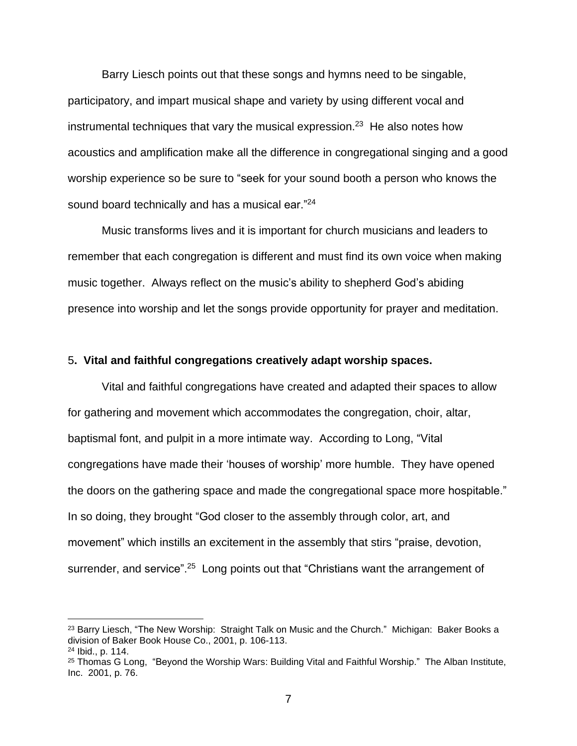Barry Liesch points out that these songs and hymns need to be singable, participatory, and impart musical shape and variety by using different vocal and instrumental techniques that vary the musical expression.[23] He also notes how acoustics and amplification make all the difference in congregational singing and a good worship experience so be sure to "seek for your sound booth a person who knows the sound board technically and has a musical ear."[24]

Music transforms lives and it is important for church musicians and leaders to remember that each congregation is different and must find its own voice when making music together. Always reflect on the music's ability to shepherd God's abiding presence into worship and let the songs provide opportunity for prayer and meditation.

5**. Vital and faithful congregations creatively adapt worship spaces.**

Vital and faithful congregations have created and adapted their spaces to allow for gathering and movement which accommodates the congregation, choir, altar, baptismal font, and pulpit in a more intimate way. According to Long, "Vital congregations have made their 'houses of worship' more humble. They have opened the doors on the gathering space and made the congregational space more hospitable." In so doing, they brought "God closer to the assembly through color, art, and movement" which instills an excitement in the assembly that stirs "praise, devotion, surrender, and service".[25] Long points out that "Christians want the arrangement of

---

[23] Barry Liesch, "The New Worship: Straight Talk on Music and the Church." Michigan: Baker Books a division of Baker Book House Co., 2001, p. 106-113.

[24] Ibid., p. 114.

[25] Thomas G Long, "Beyond the Worship Wars: Building Vital and Faithful Worship." The Alban Institute, Inc. 2001, p. 76.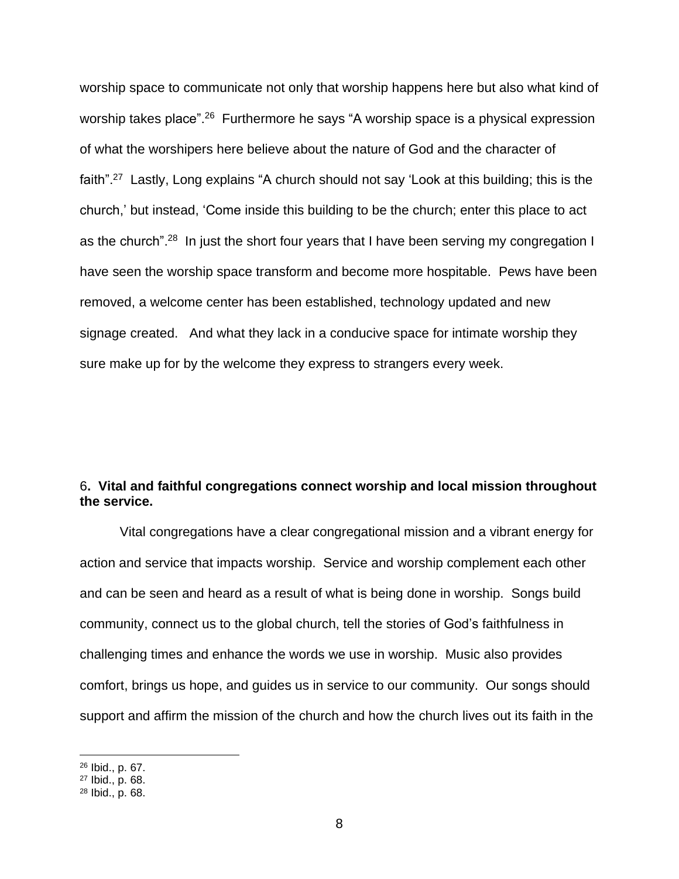worship space to communicate not only that worship happens here but also what kind of worship takes place".[26] Furthermore he says "A worship space is a physical expression of what the worshipers here believe about the nature of God and the character of faith".[27] Lastly, Long explains "A church should not say 'Look at this building; this is the church,' but instead, 'Come inside this building to be the church; enter this place to act as the church".[28] In just the short four years that I have been serving my congregation I have seen the worship space transform and become more hospitable. Pews have been removed, a welcome center has been established, technology updated and new signage created. And what they lack in a conducive space for intimate worship they sure make up for by the welcome they express to strangers every week.

6**. Vital and faithful congregations connect worship and local mission throughout the service.**

Vital congregations have a clear congregational mission and a vibrant energy for action and service that impacts worship. Service and worship complement each other and can be seen and heard as a result of what is being done in worship. Songs build community, connect us to the global church, tell the stories of God's faithfulness in challenging times and enhance the words we use in worship. Music also provides comfort, brings us hope, and guides us in service to our community. Our songs should support and affirm the mission of the church and how the church lives out its faith in the

---

[26] Ibid., p. 67.
[27] Ibid., p. 68.
[28] Ibid., p. 68.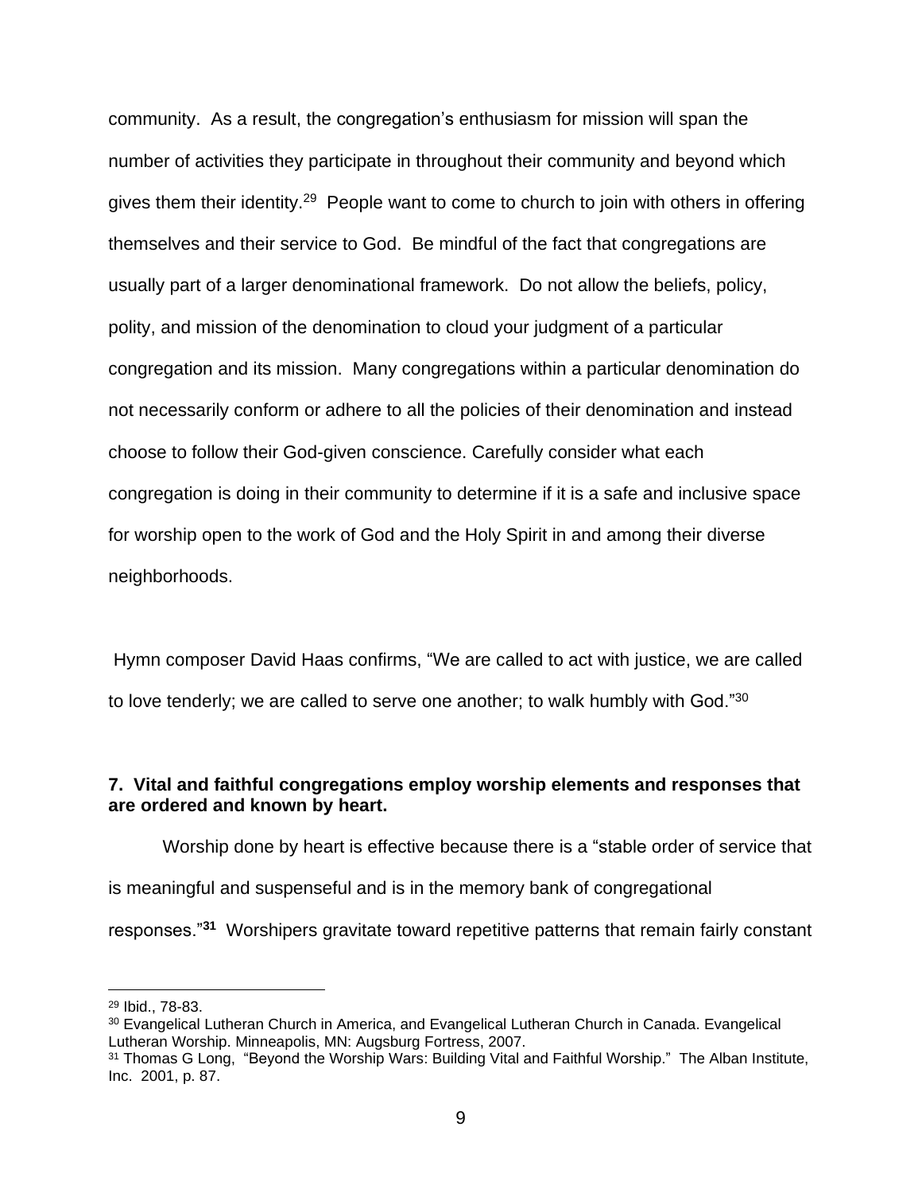community. As a result, the congregation's enthusiasm for mission will span the number of activities they participate in throughout their community and beyond which gives them their identity.[29] People want to come to church to join with others in offering themselves and their service to God. Be mindful of the fact that congregations are usually part of a larger denominational framework. Do not allow the beliefs, policy, polity, and mission of the denomination to cloud your judgment of a particular congregation and its mission. Many congregations within a particular denomination do not necessarily conform or adhere to all the policies of their denomination and instead choose to follow their God-given conscience. Carefully consider what each congregation is doing in their community to determine if it is a safe and inclusive space for worship open to the work of God and the Holy Spirit in and among their diverse neighborhoods.

Hymn composer David Haas confirms, "We are called to act with justice, we are called to love tenderly; we are called to serve one another; to walk humbly with God."[30]

**7. Vital and faithful congregations employ worship elements and responses that are ordered and known by heart.**

Worship done by heart is effective because there is a "stable order of service that is meaningful and suspenseful and is in the memory bank of congregational responses."[31] Worshipers gravitate toward repetitive patterns that remain fairly constant

---

[29] Ibid., 78-83.

[30] Evangelical Lutheran Church in America, and Evangelical Lutheran Church in Canada. Evangelical Lutheran Worship. Minneapolis, MN: Augsburg Fortress, 2007.

[31] Thomas G Long, "Beyond the Worship Wars: Building Vital and Faithful Worship." The Alban Institute, Inc. 2001, p. 87.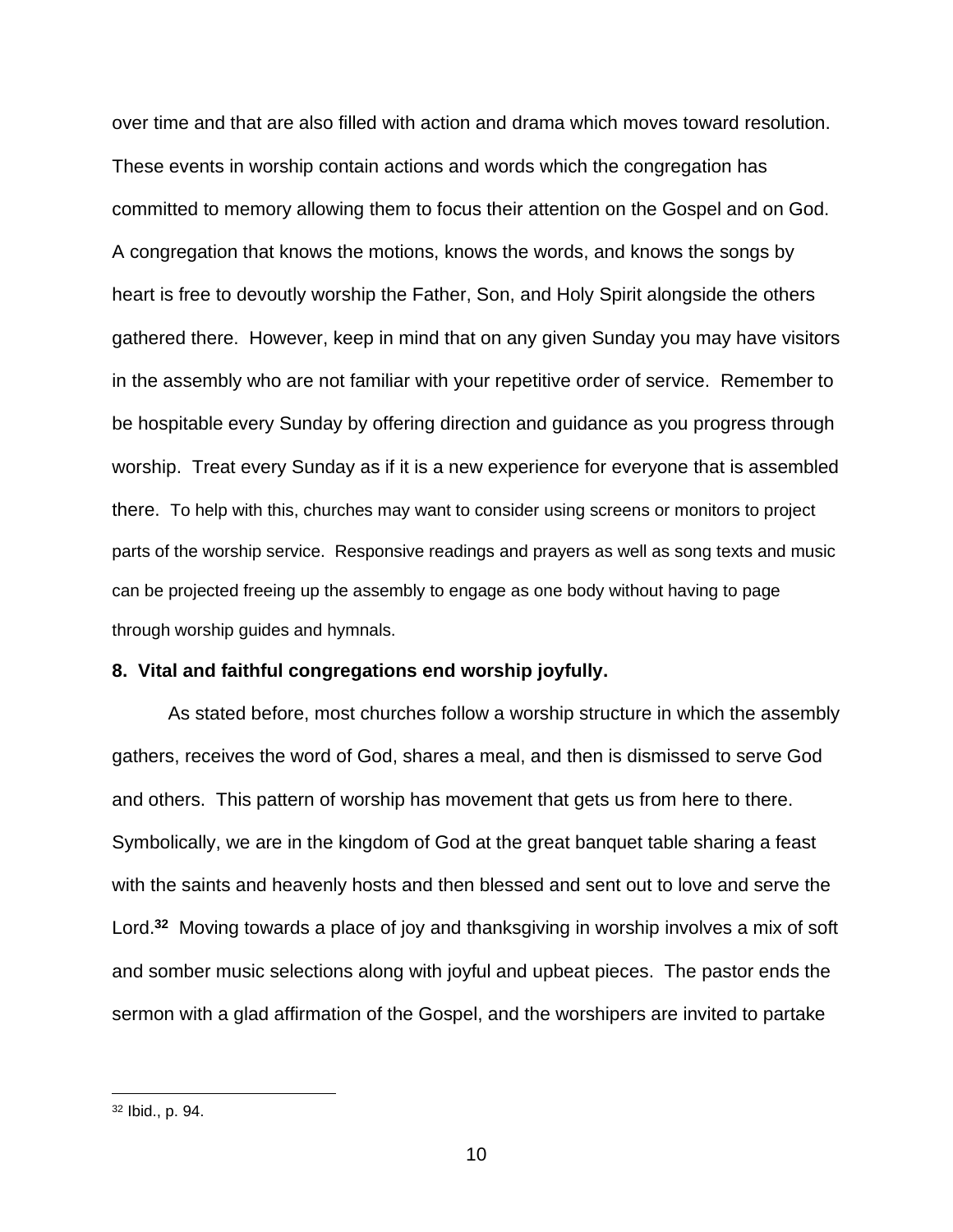over time and that are also filled with action and drama which moves toward resolution. These events in worship contain actions and words which the congregation has committed to memory allowing them to focus their attention on the Gospel and on God. A congregation that knows the motions, knows the words, and knows the songs by heart is free to devoutly worship the Father, Son, and Holy Spirit alongside the others gathered there. However, keep in mind that on any given Sunday you may have visitors in the assembly who are not familiar with your repetitive order of service. Remember to be hospitable every Sunday by offering direction and guidance as you progress through worship. Treat every Sunday as if it is a new experience for everyone that is assembled there. To help with this, churches may want to consider using screens or monitors to project parts of the worship service. Responsive readings and prayers as well as song texts and music can be projected freeing up the assembly to engage as one body without having to page through worship guides and hymnals.

**8. Vital and faithful congregations end worship joyfully.**

As stated before, most churches follow a worship structure in which the assembly gathers, receives the word of God, shares a meal, and then is dismissed to serve God and others. This pattern of worship has movement that gets us from here to there. Symbolically, we are in the kingdom of God at the great banquet table sharing a feast with the saints and heavenly hosts and then blessed and sent out to love and serve the Lord.[32] Moving towards a place of joy and thanksgiving in worship involves a mix of soft and somber music selections along with joyful and upbeat pieces. The pastor ends the sermon with a glad affirmation of the Gospel, and the worshipers are invited to partake

[32] Ibid., p. 94.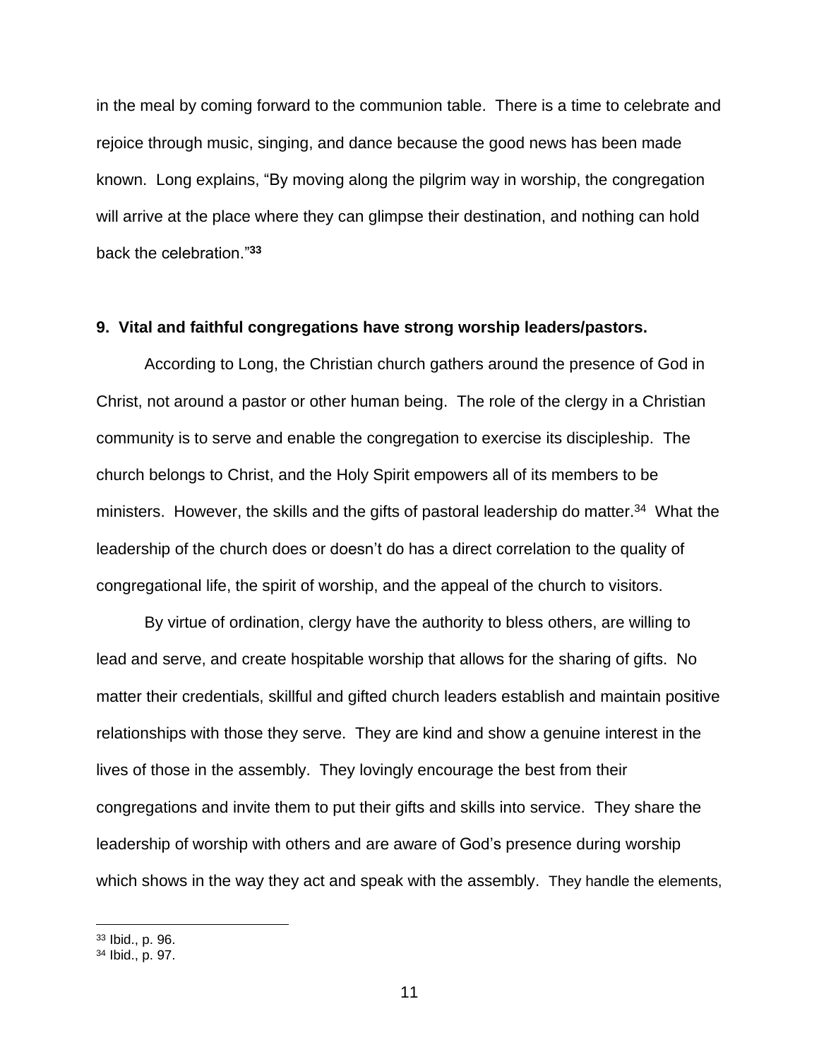in the meal by coming forward to the communion table. There is a time to celebrate and rejoice through music, singing, and dance because the good news has been made known. Long explains, "By moving along the pilgrim way in worship, the congregation will arrive at the place where they can glimpse their destination, and nothing can hold back the celebration."[33]

**9. Vital and faithful congregations have strong worship leaders/pastors.**

According to Long, the Christian church gathers around the presence of God in Christ, not around a pastor or other human being. The role of the clergy in a Christian community is to serve and enable the congregation to exercise its discipleship. The church belongs to Christ, and the Holy Spirit empowers all of its members to be ministers. However, the skills and the gifts of pastoral leadership do matter.[34] What the leadership of the church does or doesn't do has a direct correlation to the quality of congregational life, the spirit of worship, and the appeal of the church to visitors.

By virtue of ordination, clergy have the authority to bless others, are willing to lead and serve, and create hospitable worship that allows for the sharing of gifts. No matter their credentials, skillful and gifted church leaders establish and maintain positive relationships with those they serve. They are kind and show a genuine interest in the lives of those in the assembly. They lovingly encourage the best from their congregations and invite them to put their gifts and skills into service. They share the leadership of worship with others and are aware of God's presence during worship which shows in the way they act and speak with the assembly. They handle the elements,

---

[33] Ibid., p. 96.

[34] Ibid., p. 97.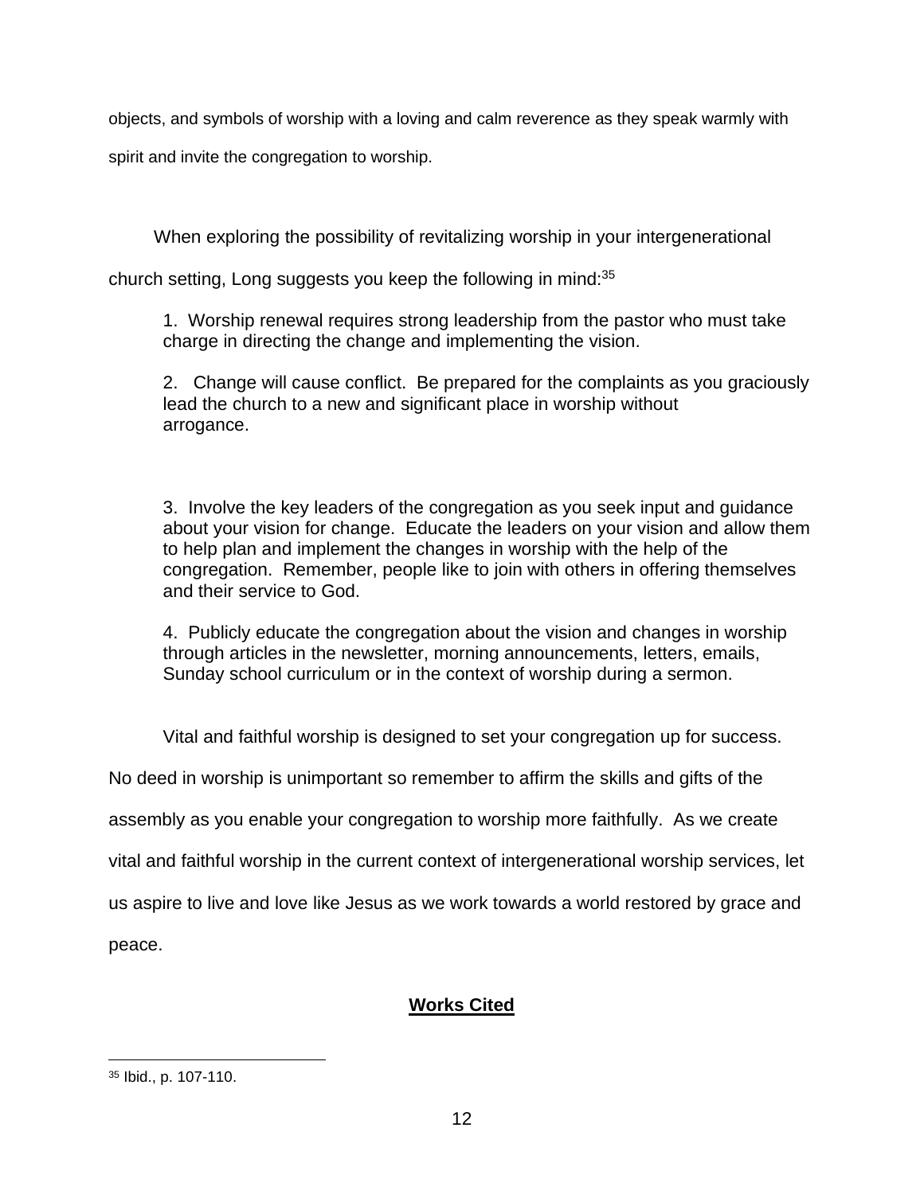objects, and symbols of worship with a loving and calm reverence as they speak warmly with spirit and invite the congregation to worship.

When exploring the possibility of revitalizing worship in your intergenerational church setting, Long suggests you keep the following in mind:[35]

> 1. Worship renewal requires strong leadership from the pastor who must take charge in directing the change and implementing the vision.
>
> 2. Change will cause conflict. Be prepared for the complaints as you graciously lead the church to a new and significant place in worship without arrogance.
>
> 3. Involve the key leaders of the congregation as you seek input and guidance about your vision for change. Educate the leaders on your vision and allow them to help plan and implement the changes in worship with the help of the congregation. Remember, people like to join with others in offering themselves and their service to God.
>
> 4. Publicly educate the congregation about the vision and changes in worship through articles in the newsletter, morning announcements, letters, emails, Sunday school curriculum or in the context of worship during a sermon.

Vital and faithful worship is designed to set your congregation up for success. No deed in worship is unimportant so remember to affirm the skills and gifts of the assembly as you enable your congregation to worship more faithfully. As we create vital and faithful worship in the current context of intergenerational worship services, let us aspire to live and love like Jesus as we work towards a world restored by grace and peace.

## Works Cited

---

[35] Ibid., p. 107-110.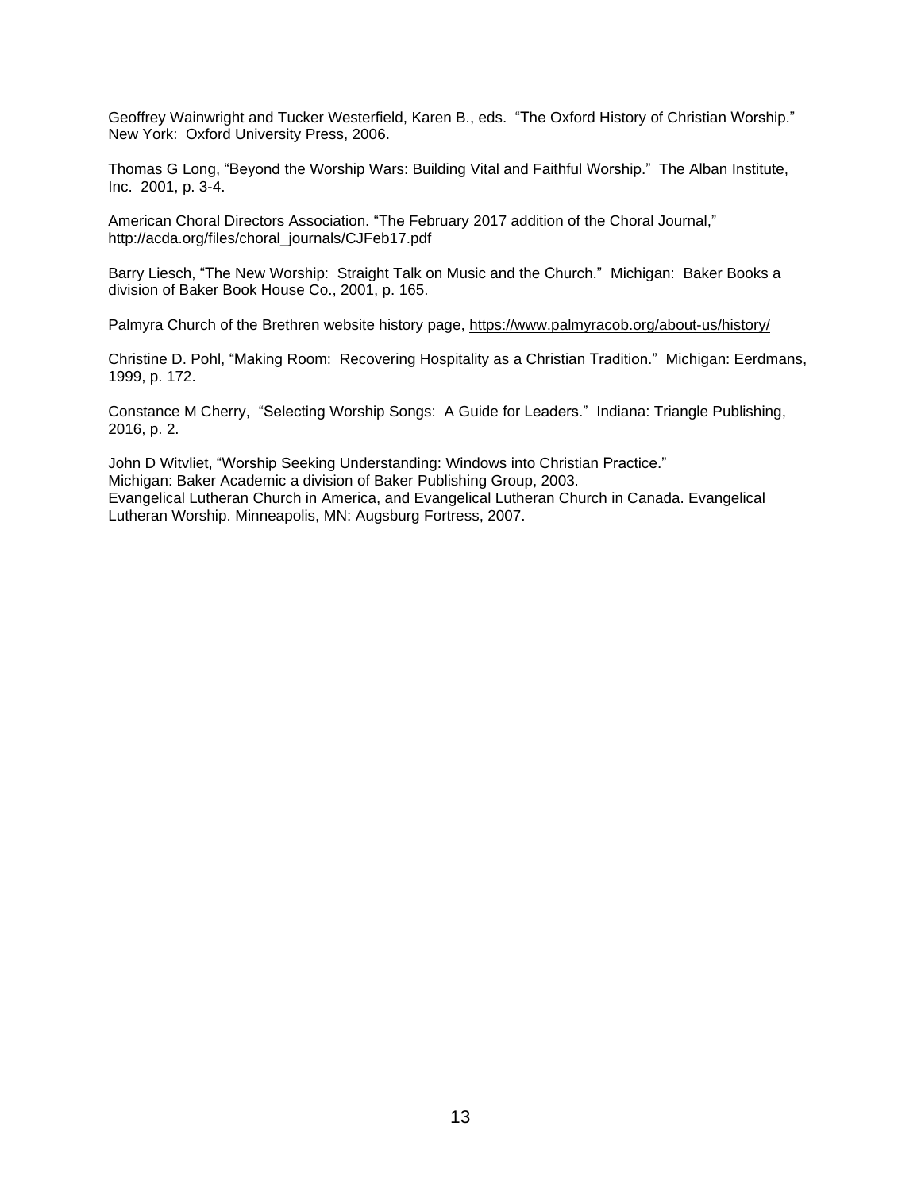Geoffrey Wainwright and Tucker Westerfield, Karen B., eds. "The Oxford History of Christian Worship." New York: Oxford University Press, 2006.

Thomas G Long, "Beyond the Worship Wars: Building Vital and Faithful Worship." The Alban Institute, Inc. 2001, p. 3-4.

American Choral Directors Association. "The February 2017 addition of the Choral Journal," http://acda.org/files/choral_journals/CJFeb17.pdf

Barry Liesch, "The New Worship: Straight Talk on Music and the Church." Michigan: Baker Books a division of Baker Book House Co., 2001, p. 165.

Palmyra Church of the Brethren website history page, https://www.palmyracob.org/about-us/history/

Christine D. Pohl, "Making Room: Recovering Hospitality as a Christian Tradition." Michigan: Eerdmans, 1999, p. 172.

Constance M Cherry, "Selecting Worship Songs: A Guide for Leaders." Indiana: Triangle Publishing, 2016, p. 2.

John D Witvliet, "Worship Seeking Understanding: Windows into Christian Practice." Michigan: Baker Academic a division of Baker Publishing Group, 2003.
Evangelical Lutheran Church in America, and Evangelical Lutheran Church in Canada. Evangelical Lutheran Worship. Minneapolis, MN: Augsburg Fortress, 2007.